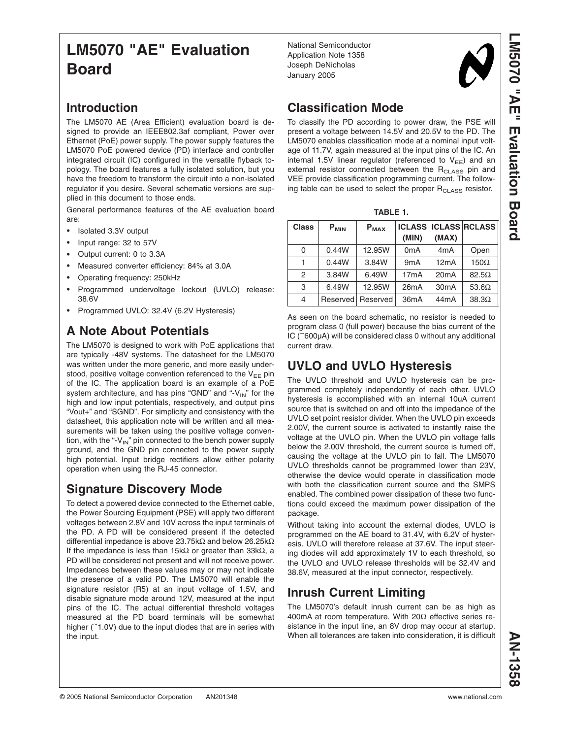# LM5070 "AE" Evaluation Board

National Semiconductor
Application Note 1358
Joseph DeNicholas
January 2005

## Introduction

The LM5070 AE (Area Efficient) evaluation board is designed to provide an IEEE802.3af compliant, Power over Ethernet (PoE) power supply. The power supply features the LM5070 PoE powered device (PD) interface and controller integrated circuit (IC) configured in the versatile flyback topology. The board features a fully isolated solution, but you have the freedom to transform the circuit into a non-isolated regulator if you desire. Several schematic versions are supplied in this document to those ends.

General performance features of the AE evaluation board are:

- Isolated 3.3V output
- Input range: 32 to 57V
- Output current: 0 to 3.3A
- Measured converter efficiency: 84% at 3.0A
- Operating frequency: 250kHz
- Programmed undervoltage lockout (UVLO) release: 38.6V
- Programmed UVLO: 32.4V (6.2V Hysteresis)

## A Note About Potentials

The LM5070 is designed to work with PoE applications that are typically -48V systems. The datasheet for the LM5070 was written under the more generic, and more easily understood, positive voltage convention referenced to the $V_{EE}$ pin of the IC. The application board is an example of a PoE system architecture, and has pins "GND" and "-$V_{IN}$" for the high and low input potentials, respectively, and output pins "Vout+" and "SGND". For simplicity and consistency with the datasheet, this application note will be written and all measurements will be taken using the positive voltage convention, with the "-$V_{IN}$" pin connected to the bench power supply ground, and the GND pin connected to the power supply high potential. Input bridge rectifiers allow either polarity operation when using the RJ-45 connector.

## Signature Discovery Mode

To detect a powered device connected to the Ethernet cable, the Power Sourcing Equipment (PSE) will apply two different voltages between 2.8V and 10V across the input terminals of the PD. A PD will be considered present if the detected differential impedance is above 23.75kΩ and below 26.25kΩ If the impedance is less than 15kΩ or greater than 33kΩ, a PD will be considered not present and will not receive power. Impedances between these values may or may not indicate the presence of a valid PD. The LM5070 will enable the signature resistor (R5) at an input voltage of 1.5V, and disable signature mode around 12V, measured at the input pins of the IC. The actual differential threshold voltages measured at the PD board terminals will be somewhat higher (~1.0V) due to the input diodes that are in series with the input.

## Classification Mode

To classify the PD according to power draw, the PSE will present a voltage between 14.5V and 20.5V to the PD. The LM5070 enables classification mode at a nominal input voltage of 11.7V, again measured at the input pins of the IC. An internal 1.5V linear regulator (referenced to $V_{EE}$) and an external resistor connected between the $R_{CLASS}$ pin and VEE provide classification programming current. The following table can be used to select the proper $R_{CLASS}$ resistor.

**TABLE 1.**

| Class | $P_{MIN}$ | $P_{MAX}$ | ICLASS (MIN) | ICLASS (MAX) | RCLASS |
|---|---|---|---|---|---|
| 0 | 0.44W | 12.95W | 0mA | 4mA | Open |
| 1 | 0.44W | 3.84W | 9mA | 12mA | 150Ω |
| 2 | 3.84W | 6.49W | 17mA | 20mA | 82.5Ω |
| 3 | 6.49W | 12.95W | 26mA | 30mA | 53.6Ω |
| 4 | Reserved | Reserved | 36mA | 44mA | 38.3Ω |

As seen on the board schematic, no resistor is needed to program class 0 (full power) because the bias current of the IC (~600µA) will be considered class 0 without any additional current draw.

## UVLO and UVLO Hysteresis

The UVLO threshold and UVLO hysteresis can be programmed completely independently of each other. UVLO hysteresis is accomplished with an internal 10uA current source that is switched on and off into the impedance of the UVLO set point resistor divider. When the UVLO pin exceeds 2.00V, the current source is activated to instantly raise the voltage at the UVLO pin. When the UVLO pin voltage falls below the 2.00V threshold, the current source is turned off, causing the voltage at the UVLO pin to fall. The LM5070 UVLO thresholds cannot be programmed lower than 23V, otherwise the device would operate in classification mode with both the classification current source and the SMPS enabled. The combined power dissipation of these two functions could exceed the maximum power dissipation of the package.

Without taking into account the external diodes, UVLO is programmed on the AE board to 31.4V, with 6.2V of hysteresis. UVLO will therefore release at 37.6V. The input steering diodes will add approximately 1V to each threshold, so the UVLO and UVLO release thresholds will be 32.4V and 38.6V, measured at the input connector, respectively.

## Inrush Current Limiting

The LM5070's default inrush current can be as high as 400mA at room temperature. With 20Ω effective series resistance in the input line, an 8V drop may occur at startup. When all tolerances are taken into consideration, it is difficult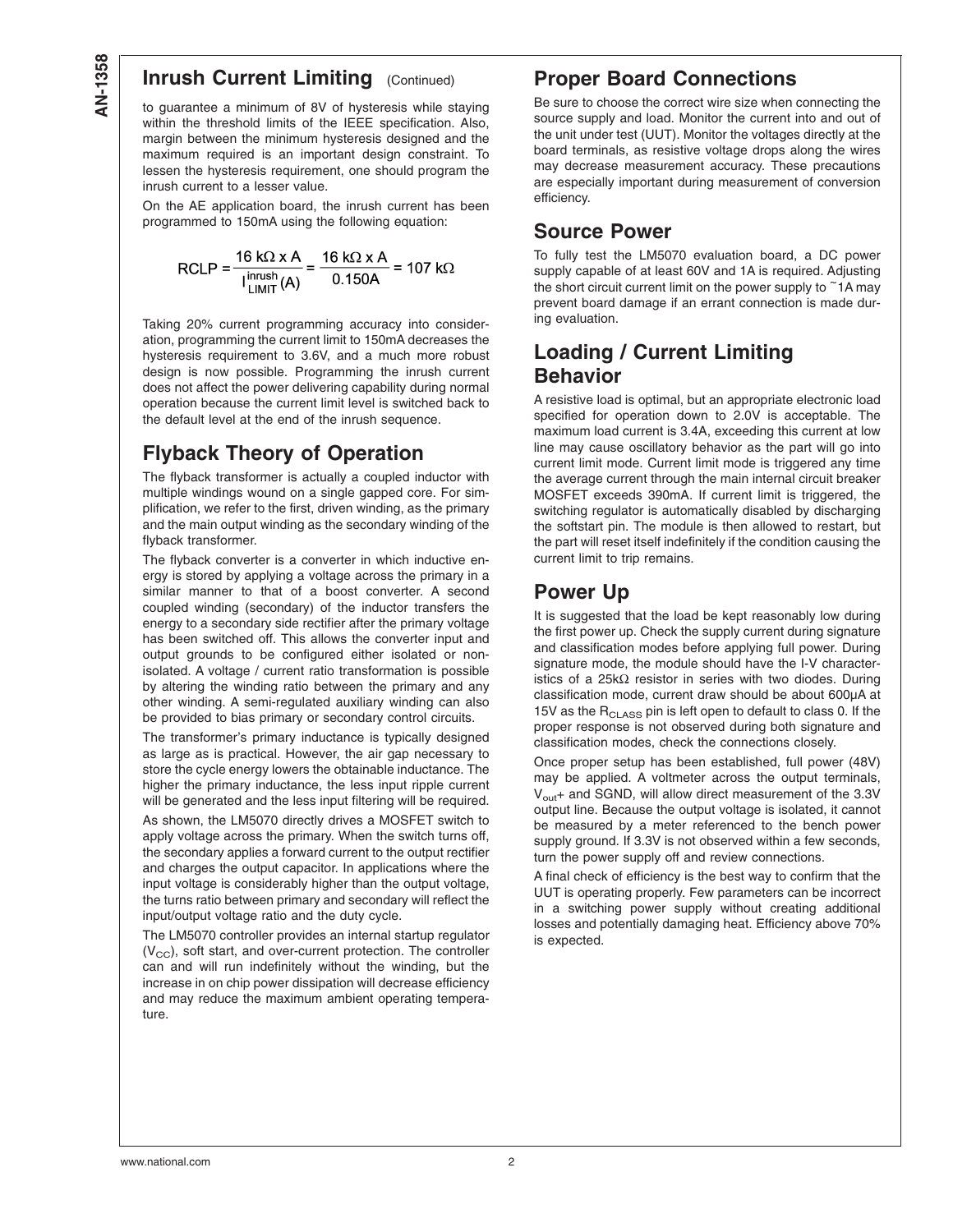## Inrush Current Limiting (Continued)

to guarantee a minimum of 8V of hysteresis while staying within the threshold limits of the IEEE specification. Also, margin between the minimum hysteresis designed and the maximum required is an important design constraint. To lessen the hysteresis requirement, one should program the inrush current to a lesser value.

On the AE application board, the inrush current has been programmed to 150mA using the following equation:

$$RCLP = \frac{16\ k\Omega \times A}{I_{LIMIT}^{inrush}(A)} = \frac{16\ k\Omega \times A}{0.150A} = 107\ k\Omega$$

Taking 20% current programming accuracy into consideration, programming the current limit to 150mA decreases the hysteresis requirement to 3.6V, and a much more robust design is now possible. Programming the inrush current does not affect the power delivering capability during normal operation because the current limit level is switched back to the default level at the end of the inrush sequence.

## Flyback Theory of Operation

The flyback transformer is actually a coupled inductor with multiple windings wound on a single gapped core. For simplification, we refer to the first, driven winding, as the primary and the main output winding as the secondary winding of the flyback transformer.

The flyback converter is a converter in which inductive energy is stored by applying a voltage across the primary in a similar manner to that of a boost converter. A second coupled winding (secondary) of the inductor transfers the energy to a secondary side rectifier after the primary voltage has been switched off. This allows the converter input and output grounds to be configured either isolated or non-isolated. A voltage / current ratio transformation is possible by altering the winding ratio between the primary and any other winding. A semi-regulated auxiliary winding can also be provided to bias primary or secondary control circuits.

The transformer's primary inductance is typically designed as large as is practical. However, the air gap necessary to store the cycle energy lowers the obtainable inductance. The higher the primary inductance, the less input ripple current will be generated and the less input filtering will be required.

As shown, the LM5070 directly drives a MOSFET switch to apply voltage across the primary. When the switch turns off, the secondary applies a forward current to the output rectifier and charges the output capacitor. In applications where the input voltage is considerably higher than the output voltage, the turns ratio between primary and secondary will reflect the input/output voltage ratio and the duty cycle.

The LM5070 controller provides an internal startup regulator ($V_{CC}$), soft start, and over-current protection. The controller can and will run indefinitely without the winding, but the increase in on chip power dissipation will decrease efficiency and may reduce the maximum ambient operating temperature.

## Proper Board Connections

Be sure to choose the correct wire size when connecting the source supply and load. Monitor the current into and out of the unit under test (UUT). Monitor the voltages directly at the board terminals, as resistive voltage drops along the wires may decrease measurement accuracy. These precautions are especially important during measurement of conversion efficiency.

## Source Power

To fully test the LM5070 evaluation board, a DC power supply capable of at least 60V and 1A is required. Adjusting the short circuit current limit on the power supply to ~1A may prevent board damage if an errant connection is made during evaluation.

## Loading / Current Limiting Behavior

A resistive load is optimal, but an appropriate electronic load specified for operation down to 2.0V is acceptable. The maximum load current is 3.4A, exceeding this current at low line may cause oscillatory behavior as the part will go into current limit mode. Current limit mode is triggered any time the average current through the main internal circuit breaker MOSFET exceeds 390mA. If current limit is triggered, the switching regulator is automatically disabled by discharging the softstart pin. The module is then allowed to restart, but the part will reset itself indefinitely if the condition causing the current limit to trip remains.

## Power Up

It is suggested that the load be kept reasonably low during the first power up. Check the supply current during signature and classification modes before applying full power. During signature mode, the module should have the I-V characteristics of a 25kΩ resistor in series with two diodes. During classification mode, current draw should be about 600µA at 15V as the $R_{CLASS}$ pin is left open to default to class 0. If the proper response is not observed during both signature and classification modes, check the connections closely.

Once proper setup has been established, full power (48V) may be applied. A voltmeter across the output terminals, $V_{out}$+ and SGND, will allow direct measurement of the 3.3V output line. Because the output voltage is isolated, it cannot be measured by a meter referenced to the bench power supply ground. If 3.3V is not observed within a few seconds, turn the power supply off and review connections.

A final check of efficiency is the best way to confirm that the UUT is operating properly. Few parameters can be incorrect in a switching power supply without creating additional losses and potentially damaging heat. Efficiency above 70% is expected.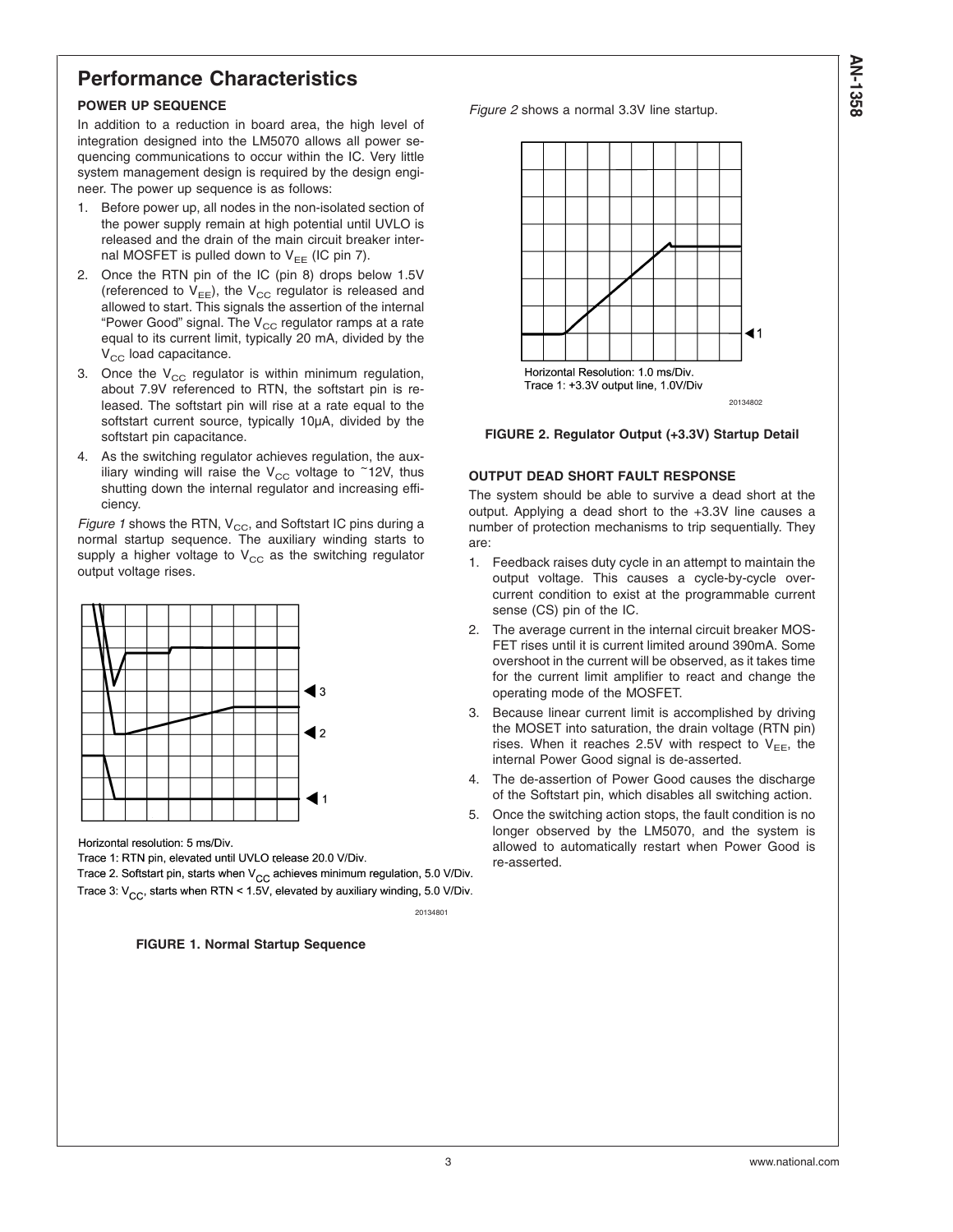## Performance Characteristics

### POWER UP SEQUENCE

In addition to a reduction in board area, the high level of integration designed into the LM5070 allows all power sequencing communications to occur within the IC. Very little system management design is required by the design engineer. The power up sequence is as follows:

1. Before power up, all nodes in the non-isolated section of the power supply remain at high potential until UVLO is released and the drain of the main circuit breaker internal MOSFET is pulled down to $V_{EE}$ (IC pin 7).
2. Once the RTN pin of the IC (pin 8) drops below 1.5V (referenced to $V_{EE}$), the $V_{CC}$ regulator is released and allowed to start. This signals the assertion of the internal "Power Good" signal. The $V_{CC}$ regulator ramps at a rate equal to its current limit, typically 20 mA, divided by the $V_{CC}$ load capacitance.
3. Once the $V_{CC}$ regulator is within minimum regulation, about 7.9V referenced to RTN, the softstart pin is released. The softstart pin will rise at a rate equal to the softstart current source, typically 10µA, divided by the softstart pin capacitance.
4. As the switching regulator achieves regulation, the auxiliary winding will raise the $V_{CC}$ voltage to ~12V, thus shutting down the internal regulator and increasing efficiency.

*Figure 1* shows the RTN, $V_{CC}$, and Softstart IC pins during a normal startup sequence. The auxiliary winding starts to supply a higher voltage to $V_{CC}$ as the switching regulator output voltage rises.

Horizontal resolution: 5 ms/Div.
Trace 1: RTN pin, elevated until UVLO release 20.0 V/Div.
Trace 2. Softstart pin, starts when $V_{CC}$ achieves minimum regulation, 5.0 V/Div.
Trace 3: $V_{CC}$, starts when RTN < 1.5V, elevated by auxiliary winding, 5.0 V/Div.

20134801

**FIGURE 1. Normal Startup Sequence**

*Figure 2* shows a normal 3.3V line startup.

Horizontal Resolution: 1.0 ms/Div.
Trace 1: +3.3V output line, 1.0V/Div

20134802

**FIGURE 2. Regulator Output (+3.3V) Startup Detail**

### OUTPUT DEAD SHORT FAULT RESPONSE

The system should be able to survive a dead short at the output. Applying a dead short to the +3.3V line causes a number of protection mechanisms to trip sequentially. They are:

1. Feedback raises duty cycle in an attempt to maintain the output voltage. This causes a cycle-by-cycle overcurrent condition to exist at the programmable current sense (CS) pin of the IC.
2. The average current in the internal circuit breaker MOSFET rises until it is current limited around 390mA. Some overshoot in the current will be observed, as it takes time for the current limit amplifier to react and change the operating mode of the MOSFET.
3. Because linear current limit is accomplished by driving the MOSET into saturation, the drain voltage (RTN pin) rises. When it reaches 2.5V with respect to $V_{EE}$, the internal Power Good signal is de-asserted.
4. The de-assertion of Power Good causes the discharge of the Softstart pin, which disables all switching action.
5. Once the switching action stops, the fault condition is no longer observed by the LM5070, and the system is allowed to automatically restart when Power Good is re-asserted.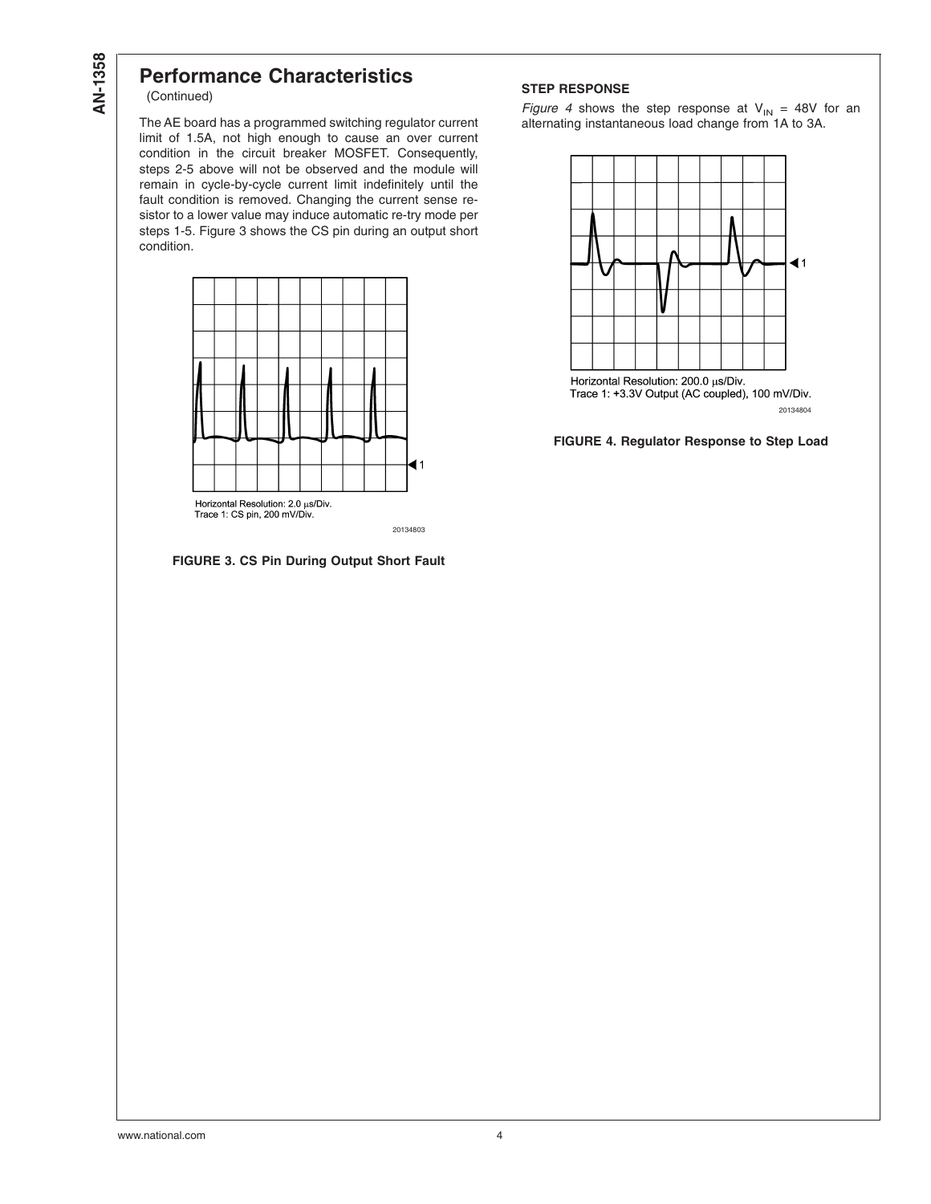## Performance Characteristics

(Continued)

The AE board has a programmed switching regulator current limit of 1.5A, not high enough to cause an over current condition in the circuit breaker MOSFET. Consequently, steps 2-5 above will not be observed and the module will remain in cycle-by-cycle current limit indefinitely until the fault condition is removed. Changing the current sense resistor to a lower value may induce automatic re-try mode per steps 1-5. Figure 3 shows the CS pin during an output short condition.

Horizontal Resolution: 2.0 µs/Div.
Trace 1: CS pin, 200 mV/Div.

20134803

**FIGURE 3. CS Pin During Output Short Fault**

### STEP RESPONSE

*Figure 4* shows the step response at $V_{IN}$ = 48V for an alternating instantaneous load change from 1A to 3A.

Horizontal Resolution: 200.0 µs/Div.
Trace 1: +3.3V Output (AC coupled), 100 mV/Div.

20134804

**FIGURE 4. Regulator Response to Step Load**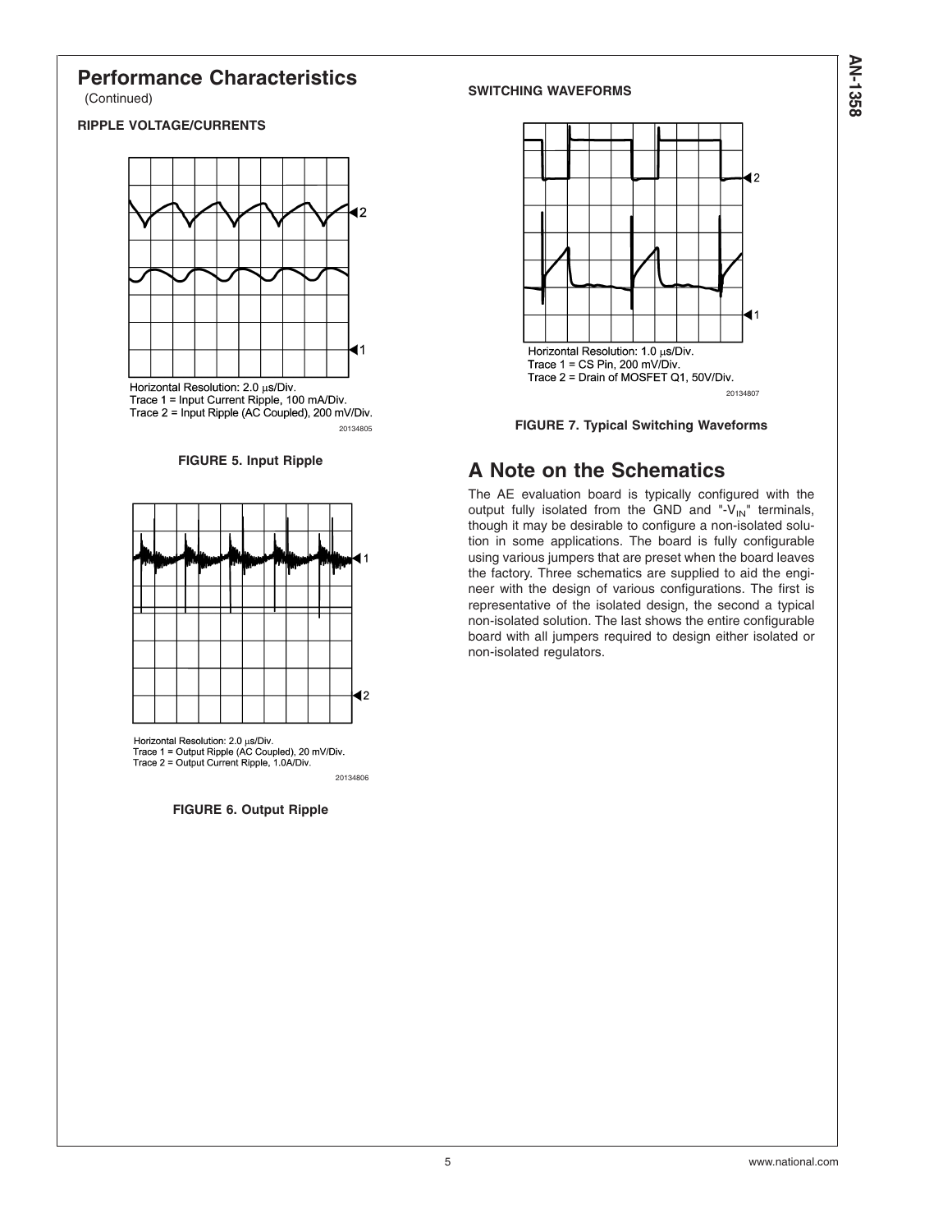## Performance Characteristics

(Continued)

### RIPPLE VOLTAGE/CURRENTS

Horizontal Resolution: 2.0 µs/Div.
Trace 1 = Input Current Ripple, 100 mA/Div.
Trace 2 = Input Ripple (AC Coupled), 200 mV/Div.

20134805

**FIGURE 5. Input Ripple**

Horizontal Resolution: 2.0 µs/Div.
Trace 1 = Output Ripple (AC Coupled), 20 mV/Div.
Trace 2 = Output Current Ripple, 1.0A/Div.

20134806

**FIGURE 6. Output Ripple**

### SWITCHING WAVEFORMS

Horizontal Resolution: 1.0 µs/Div.
Trace 1 = CS Pin, 200 mV/Div.
Trace 2 = Drain of MOSFET Q1, 50V/Div.

20134807

**FIGURE 7. Typical Switching Waveforms**

## A Note on the Schematics

The AE evaluation board is typically configured with the output fully isolated from the GND and "-$V_{IN}$" terminals, though it may be desirable to configure a non-isolated solution in some applications. The board is fully configurable using various jumpers that are preset when the board leaves the factory. Three schematics are supplied to aid the engineer with the design of various configurations. The first is representative of the isolated design, the second a typical non-isolated solution. The last shows the entire configurable board with all jumpers required to design either isolated or non-isolated regulators.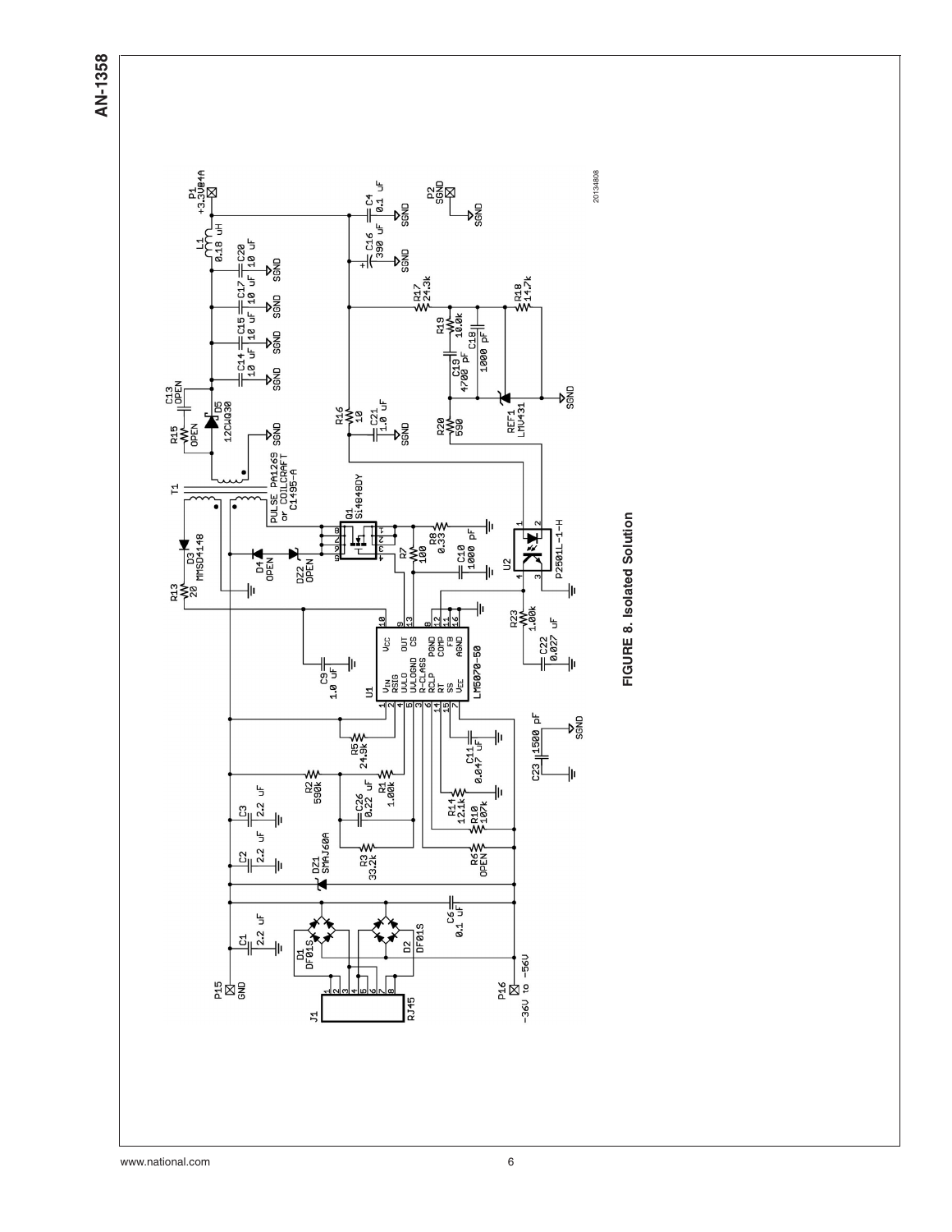FIGURE 8. Isolated Solution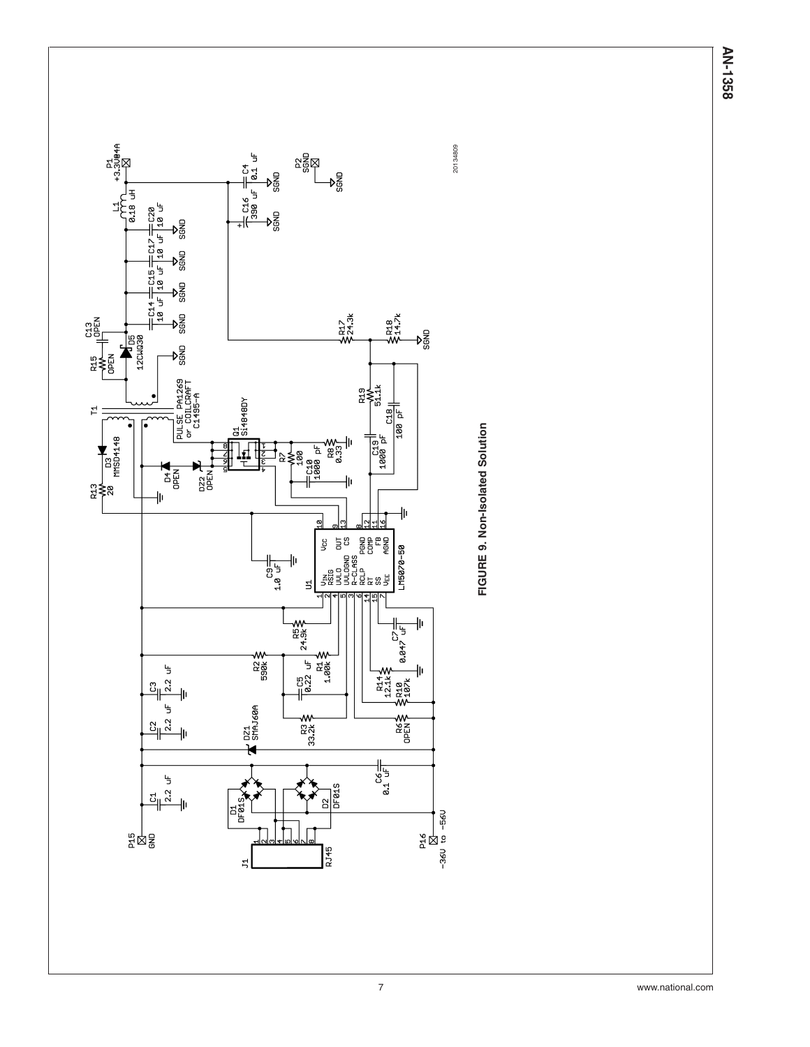FIGURE 9. Non-Isolated Solution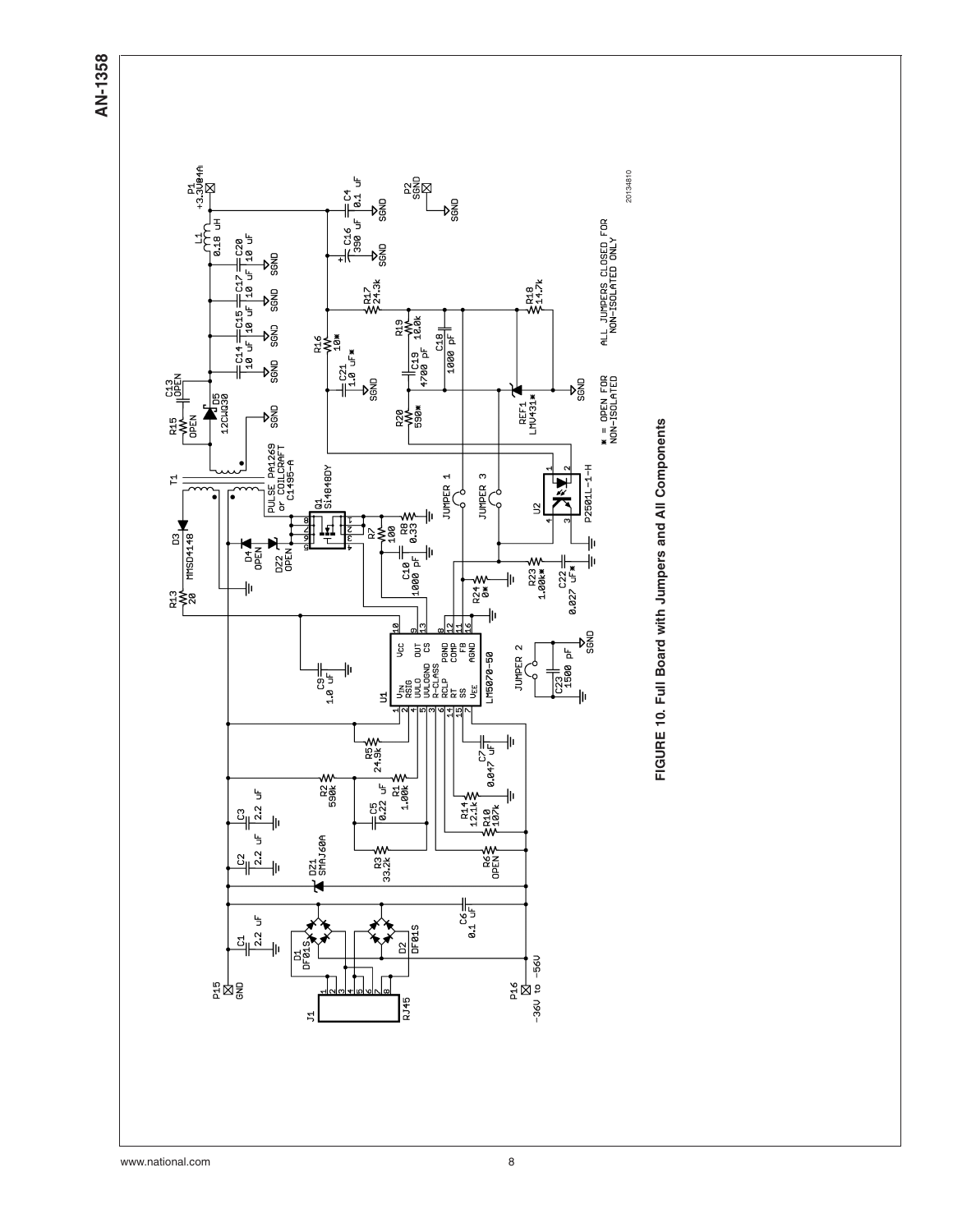FIGURE 10. Full Board with Jumpers and All Components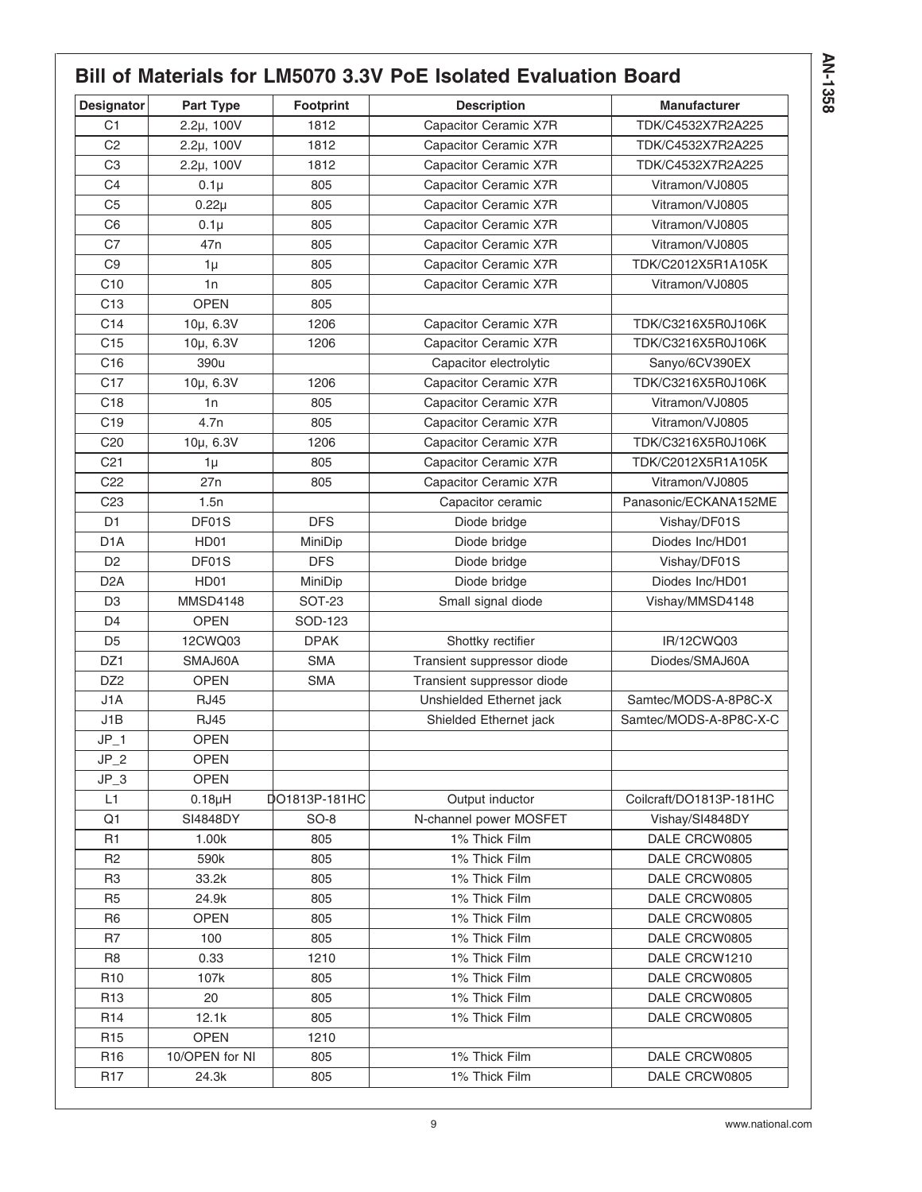## Bill of Materials for LM5070 3.3V PoE Isolated Evaluation Board

| Designator | Part Type | Footprint | Description | Manufacturer |
|---|---|---|---|---|
| C1 | 2.2µ, 100V | 1812 | Capacitor Ceramic X7R | TDK/C4532X7R2A225 |
| C2 | 2.2µ, 100V | 1812 | Capacitor Ceramic X7R | TDK/C4532X7R2A225 |
| C3 | 2.2µ, 100V | 1812 | Capacitor Ceramic X7R | TDK/C4532X7R2A225 |
| C4 | 0.1µ | 805 | Capacitor Ceramic X7R | Vitramon/VJ0805 |
| C5 | 0.22µ | 805 | Capacitor Ceramic X7R | Vitramon/VJ0805 |
| C6 | 0.1µ | 805 | Capacitor Ceramic X7R | Vitramon/VJ0805 |
| C7 | 47n | 805 | Capacitor Ceramic X7R | Vitramon/VJ0805 |
| C9 | 1µ | 805 | Capacitor Ceramic X7R | TDK/C2012X5R1A105K |
| C10 | 1n | 805 | Capacitor Ceramic X7R | Vitramon/VJ0805 |
| C13 | OPEN | 805 | | |
| C14 | 10µ, 6.3V | 1206 | Capacitor Ceramic X7R | TDK/C3216X5R0J106K |
| C15 | 10µ, 6.3V | 1206 | Capacitor Ceramic X7R | TDK/C3216X5R0J106K |
| C16 | 390u | | Capacitor electrolytic | Sanyo/6CV390EX |
| C17 | 10µ, 6.3V | 1206 | Capacitor Ceramic X7R | TDK/C3216X5R0J106K |
| C18 | 1n | 805 | Capacitor Ceramic X7R | Vitramon/VJ0805 |
| C19 | 4.7n | 805 | Capacitor Ceramic X7R | Vitramon/VJ0805 |
| C20 | 10µ, 6.3V | 1206 | Capacitor Ceramic X7R | TDK/C3216X5R0J106K |
| C21 | 1µ | 805 | Capacitor Ceramic X7R | TDK/C2012X5R1A105K |
| C22 | 27n | 805 | Capacitor Ceramic X7R | Vitramon/VJ0805 |
| C23 | 1.5n | | Capacitor ceramic | Panasonic/ECKANA152ME |
| D1 | DF01S | DFS | Diode bridge | Vishay/DF01S |
| D1A | HD01 | MiniDip | Diode bridge | Diodes Inc/HD01 |
| D2 | DF01S | DFS | Diode bridge | Vishay/DF01S |
| D2A | HD01 | MiniDip | Diode bridge | Diodes Inc/HD01 |
| D3 | MMSD4148 | SOT-23 | Small signal diode | Vishay/MMSD4148 |
| D4 | OPEN | SOD-123 | | |
| D5 | 12CWQ03 | DPAK | Shottky rectifier | IR/12CWQ03 |
| DZ1 | SMAJ60A | SMA | Transient suppressor diode | Diodes/SMAJ60A |
| DZ2 | OPEN | SMA | Transient suppressor diode | |
| J1A | RJ45 | | Unshielded Ethernet jack | Samtec/MODS-A-8P8C-X |
| J1B | RJ45 | | Shielded Ethernet jack | Samtec/MODS-A-8P8C-X-C |
| JP_1 | OPEN | | | |
| JP_2 | OPEN | | | |
| JP_3 | OPEN | | | |
| L1 | 0.18µH | DO1813P-181HC | Output inductor | Coilcraft/DO1813P-181HC |
| Q1 | SI4848DY | SO-8 | N-channel power MOSFET | Vishay/SI4848DY |
| R1 | 1.00k | 805 | 1% Thick Film | DALE CRCW0805 |
| R2 | 590k | 805 | 1% Thick Film | DALE CRCW0805 |
| R3 | 33.2k | 805 | 1% Thick Film | DALE CRCW0805 |
| R5 | 24.9k | 805 | 1% Thick Film | DALE CRCW0805 |
| R6 | OPEN | 805 | 1% Thick Film | DALE CRCW0805 |
| R7 | 100 | 805 | 1% Thick Film | DALE CRCW0805 |
| R8 | 0.33 | 1210 | 1% Thick Film | DALE CRCW1210 |
| R10 | 107k | 805 | 1% Thick Film | DALE CRCW0805 |
| R13 | 20 | 805 | 1% Thick Film | DALE CRCW0805 |
| R14 | 12.1k | 805 | 1% Thick Film | DALE CRCW0805 |
| R15 | OPEN | 1210 | | |
| R16 | 10/OPEN for NI | 805 | 1% Thick Film | DALE CRCW0805 |
| R17 | 24.3k | 805 | 1% Thick Film | DALE CRCW0805 |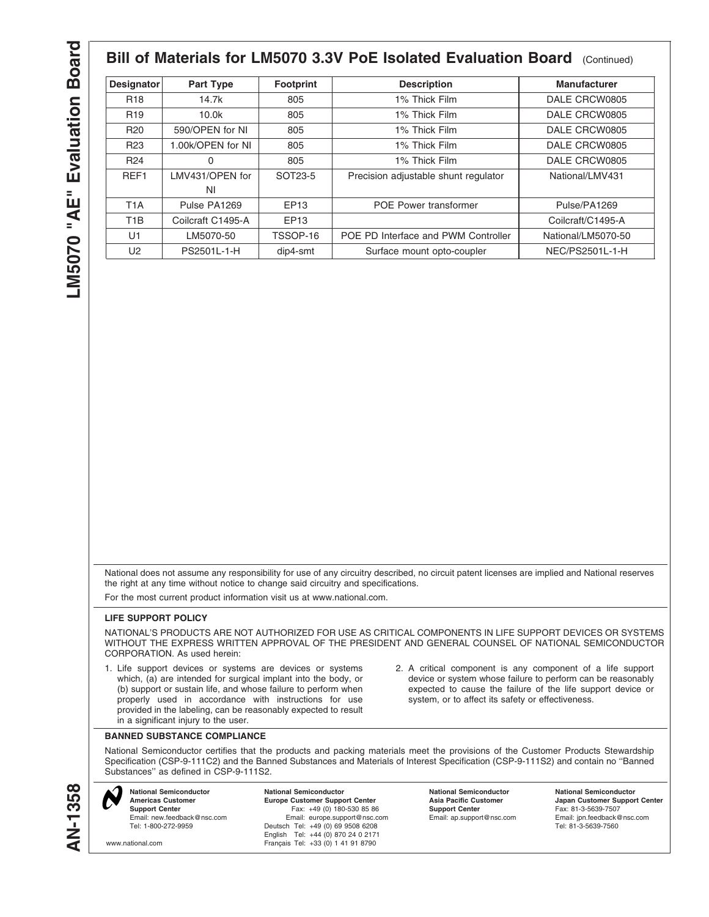## Bill of Materials for LM5070 3.3V PoE Isolated Evaluation Board (Continued)

| Designator | Part Type | Footprint | Description | Manufacturer |
|---|---|---|---|---|
| R18 | 14.7k | 805 | 1% Thick Film | DALE CRCW0805 |
| R19 | 10.0k | 805 | 1% Thick Film | DALE CRCW0805 |
| R20 | 590/OPEN for NI | 805 | 1% Thick Film | DALE CRCW0805 |
| R23 | 1.00k/OPEN for NI | 805 | 1% Thick Film | DALE CRCW0805 |
| R24 | 0 | 805 | 1% Thick Film | DALE CRCW0805 |
| REF1 | LMV431/OPEN for NI | SOT23-5 | Precision adjustable shunt regulator | National/LMV431 |
| T1A | Pulse PA1269 | EP13 | POE Power transformer | Pulse/PA1269 |
| T1B | Coilcraft C1495-A | EP13 | | Coilcraft/C1495-A |
| U1 | LM5070-50 | TSSOP-16 | POE PD Interface and PWM Controller | National/LM5070-50 |
| U2 | PS2501L-1-H | dip4-smt | Surface mount opto-coupler | NEC/PS2501L-1-H |

National does not assume any responsibility for use of any circuitry described, no circuit patent licenses are implied and National reserves the right at any time without notice to change said circuitry and specifications.

For the most current product information visit us at www.national.com.

### LIFE SUPPORT POLICY

NATIONAL'S PRODUCTS ARE NOT AUTHORIZED FOR USE AS CRITICAL COMPONENTS IN LIFE SUPPORT DEVICES OR SYSTEMS WITHOUT THE EXPRESS WRITTEN APPROVAL OF THE PRESIDENT AND GENERAL COUNSEL OF NATIONAL SEMICONDUCTOR CORPORATION. As used herein:

1. Life support devices or systems are devices or systems which, (a) are intended for surgical implant into the body, or (b) support or sustain life, and whose failure to perform when properly used in accordance with instructions for use provided in the labeling, can be reasonably expected to result in a significant injury to the user.
2. A critical component is any component of a life support device or system whose failure to perform can be reasonably expected to cause the failure of the life support device or system, or to affect its safety or effectiveness.

### BANNED SUBSTANCE COMPLIANCE

National Semiconductor certifies that the products and packing materials meet the provisions of the Customer Products Stewardship Specification (CSP-9-111C2) and the Banned Substances and Materials of Interest Specification (CSP-9-111S2) and contain no ''Banned Substances'' as defined in CSP-9-111S2.

**National Semiconductor Americas Customer Support Center**
Email: new.feedback@nsc.com
Tel: 1-800-272-9959

**National Semiconductor Europe Customer Support Center**
Fax: +49 (0) 180-530 85 86
Email: europe.support@nsc.com
Deutsch Tel: +49 (0) 69 9508 6208
English Tel: +44 (0) 870 24 0 2171
Français Tel: +33 (0) 1 41 91 8790

**National Semiconductor Asia Pacific Customer Support Center**
Email: ap.support@nsc.com

**National Semiconductor Japan Customer Support Center**
Fax: 81-3-5639-7507
Email: jpn.feedback@nsc.com
Tel: 81-3-5639-7560

www.national.com